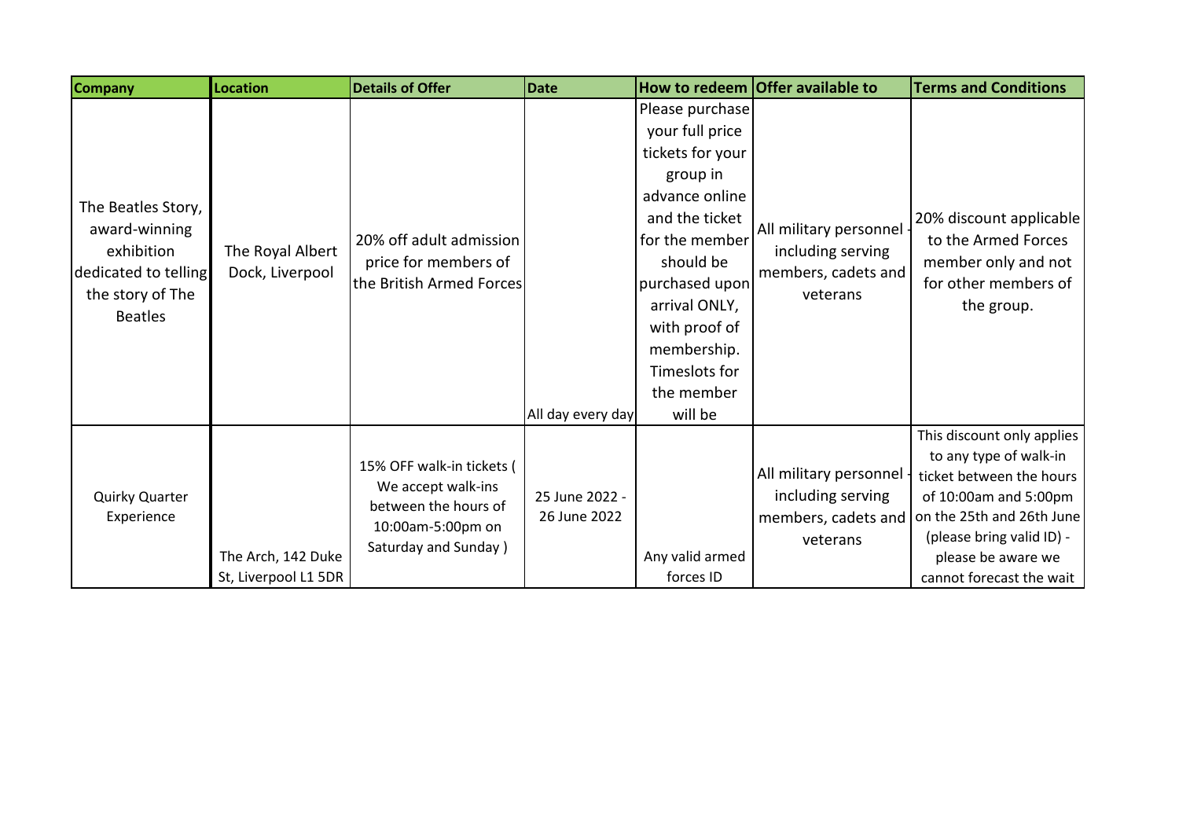| Company | Location | Details of Offer | Date | How to redeem | Offer available to | Terms and Conditions |
|---|---|---|---|---|---|---|
| The Beatles Story, award-winning exhibition dedicated to telling the story of The Beatles | The Royal Albert Dock, Liverpool | 20% off adult admission price for members of the British Armed Forces | All day every day | Please purchase your full price tickets for your group in advance online and the ticket for the member should be purchased upon arrival ONLY, with proof of membership. Timeslots for the member will be | All military personnel - including serving members, cadets and veterans | 20% discount applicable to the Armed Forces member only and not for other members of the group. |
| Quirky Quarter Experience | The Arch, 142 Duke St, Liverpool L1 5DR | 15% OFF walk-in tickets ( We accept walk-ins between the hours of 10:00am-5:00pm on Saturday and Sunday ) | 25 June 2022 - 26 June 2022 | Any valid armed forces ID | All military personnel - including serving members, cadets and veterans | This discount only applies to any type of walk-in ticket between the hours of 10:00am and 5:00pm on the 25th and 26th June (please bring valid ID) - please be aware we cannot forecast the wait |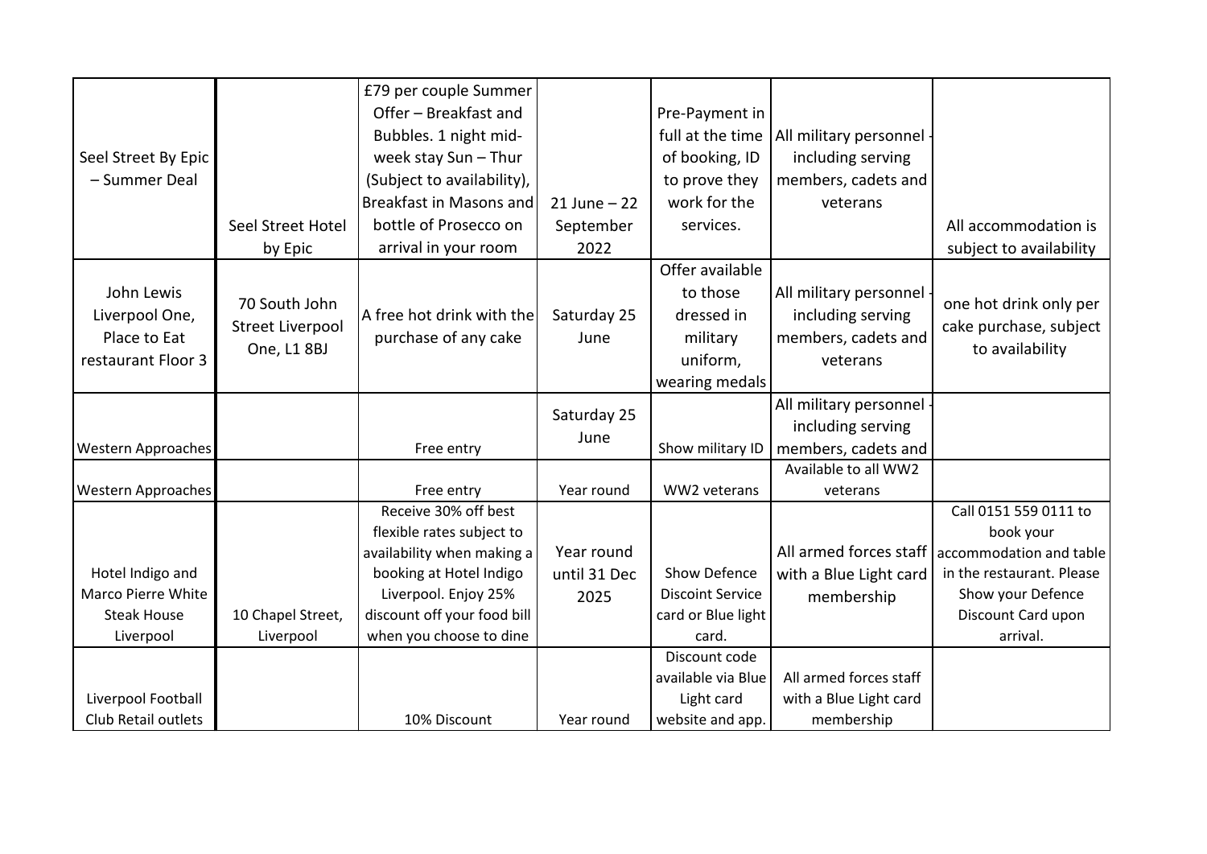| | | | | | | |
|---|---|---|---|---|---|---|
| Seel Street By Epic – Summer Deal | Seel Street Hotel by Epic | £79 per couple Summer Offer – Breakfast and Bubbles. 1 night mid-week stay Sun – Thur (Subject to availability), Breakfast in Masons and bottle of Prosecco on arrival in your room | 21 June – 22 September 2022 | Pre-Payment in full at the time of booking, ID to prove they work for the services. | All military personnel - including serving members, cadets and veterans | All accommodation is subject to availability |
| John Lewis Liverpool One, Place to Eat restaurant Floor 3 | 70 South John Street Liverpool One, L1 8BJ | A free hot drink with the purchase of any cake | Saturday 25 June | Offer available to those dressed in military uniform, wearing medals | All military personnel - including serving members, cadets and veterans | one hot drink only per cake purchase, subject to availability |
| Western Approaches | | Free entry | Saturday 25 June | Show military ID | All military personnel - including serving members, cadets and | |
| Western Approaches | | Free entry | Year round | WW2 veterans | Available to all WW2 veterans | |
| Hotel Indigo and Marco Pierre White Steak House Liverpool | 10 Chapel Street, Liverpool | Receive 30% off best flexible rates subject to availability when making a booking at Hotel Indigo Liverpool. Enjoy 25% discount off your food bill when you choose to dine | Year round until 31 Dec 2025 | Show Defence Discoint Service card or Blue light card. | All armed forces staff with a Blue Light card membership | Call 0151 559 0111 to book your accommodation and table in the restaurant. Please Show your Defence Discount Card upon arrival. |
| Liverpool Football Club Retail outlets | | 10% Discount | Year round | Discount code available via Blue Light card website and app. | All armed forces staff with a Blue Light card membership | |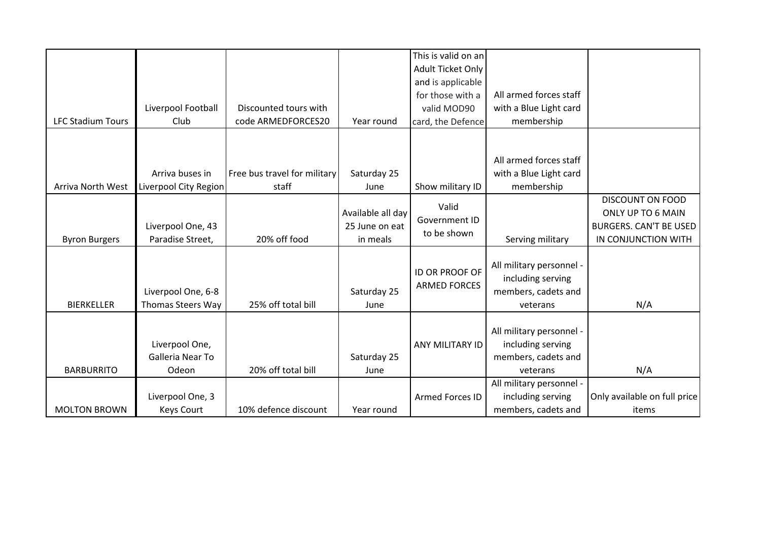| | | | | | | |
|---|---|---|---|---|---|---|
| LFC Stadium Tours | Liverpool Football Club | Discounted tours with code ARMEDFORCES20 | Year round | This is valid on an Adult Ticket Only and is applicable for those with a valid MOD90 card, the Defence | All armed forces staff with a Blue Light card membership | |
| Arriva North West | Arriva buses in Liverpool City Region | Free bus travel for military staff | Saturday 25 June | Show military ID | All armed forces staff with a Blue Light card membership | |
| Byron Burgers | Liverpool One, 43 Paradise Street, | 20% off food | Available all day 25 June on eat in meals | Valid Government ID to be shown | Serving military | DISCOUNT ON FOOD ONLY UP TO 6 MAIN BURGERS. CAN'T BE USED IN CONJUNCTION WITH |
| BIERKELLER | Liverpool One, 6-8 Thomas Steers Way | 25% off total bill | Saturday 25 June | ID OR PROOF OF ARMED FORCES | All military personnel - including serving members, cadets and veterans | N/A |
| BARBURRITO | Liverpool One, Galleria Near To Odeon | 20% off total bill | Saturday 25 June | ANY MILITARY ID | All military personnel - including serving members, cadets and veterans | N/A |
| MOLTON BROWN | Liverpool One, 3 Keys Court | 10% defence discount | Year round | Armed Forces ID | All military personnel - including serving members, cadets and | Only available on full price items |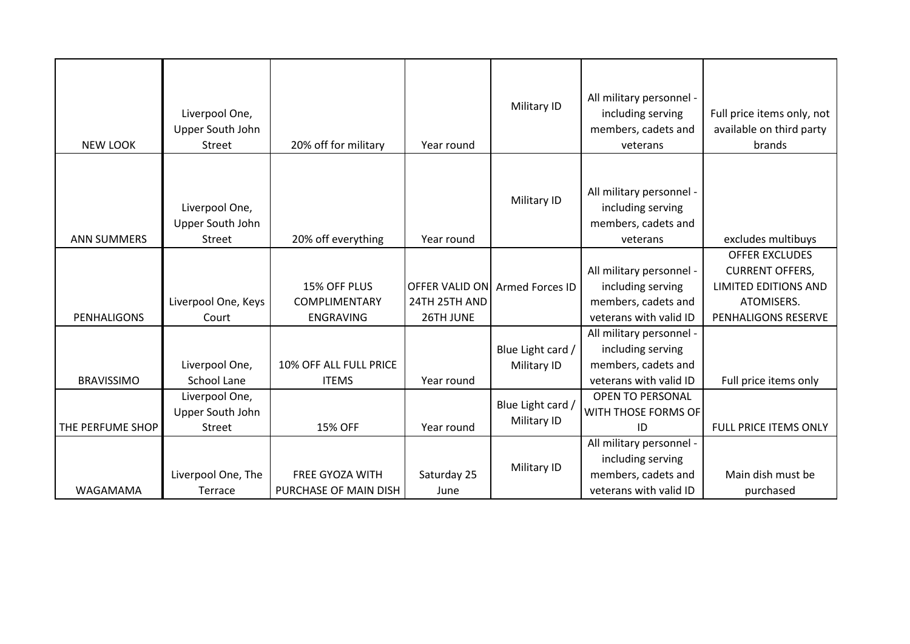| | | | | | | |
|---|---|---|---|---|---|---|
| NEW LOOK | Liverpool One, Upper South John Street | 20% off for military | Year round | Military ID | All military personnel - including serving members, cadets and veterans | Full price items only, not available on third party brands |
| ANN SUMMERS | Liverpool One, Upper South John Street | 20% off everything | Year round | Military ID | All military personnel - including serving members, cadets and veterans | excludes multibuys |
| PENHALIGONS | Liverpool One, Keys Court | 15% OFF PLUS COMPLIMENTARY ENGRAVING | OFFER VALID ON 24TH 25TH AND 26TH JUNE | Armed Forces ID | All military personnel - including serving members, cadets and veterans with valid ID | OFFER EXCLUDES CURRENT OFFERS, LIMITED EDITIONS AND ATOMISERS. PENHALIGONS RESERVE |
| BRAVISSIMO | Liverpool One, School Lane | 10% OFF ALL FULL PRICE ITEMS | Year round | Blue Light card / Military ID | All military personnel - including serving members, cadets and veterans with valid ID | Full price items only |
| THE PERFUME SHOP | Liverpool One, Upper South John Street | 15% OFF | Year round | Blue Light card / Military ID | OPEN TO PERSONAL WITH THOSE FORMS OF ID | FULL PRICE ITEMS ONLY |
| WAGAMAMA | Liverpool One, The Terrace | FREE GYOZA WITH PURCHASE OF MAIN DISH | Saturday 25 June | Military ID | All military personnel - including serving members, cadets and veterans with valid ID | Main dish must be purchased |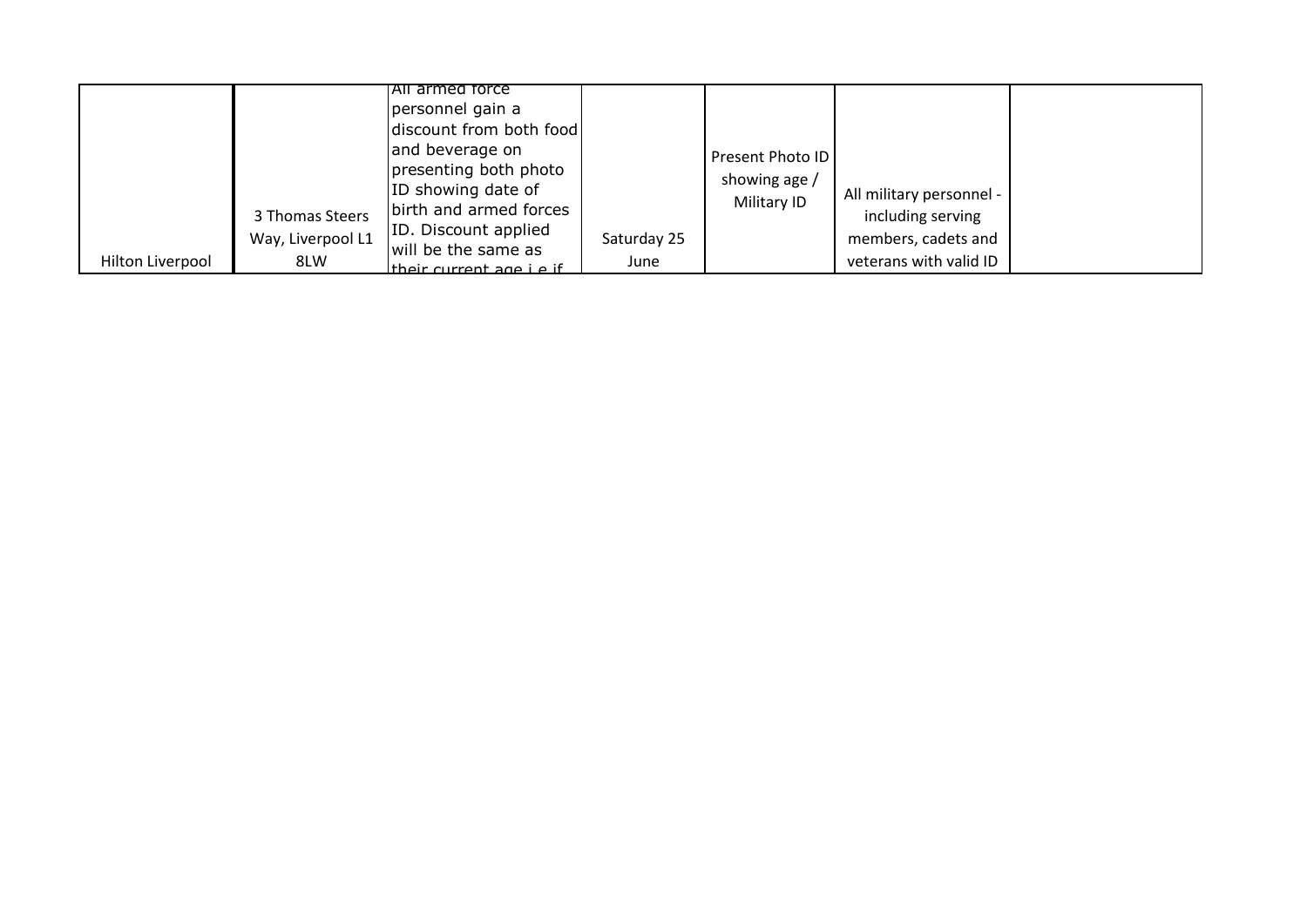| | | | | | | |
|---|---|---|---|---|---|---|
| Hilton Liverpool | 3 Thomas Steers Way, Liverpool L1 8LW | All armed force personnel gain a discount from both food and beverage on presenting both photo ID showing date of birth and armed forces ID. Discount applied will be the same as their current age i.e if | Saturday 25 June | Present Photo ID showing age / Military ID | All military personnel - including serving members, cadets and veterans with valid ID | |